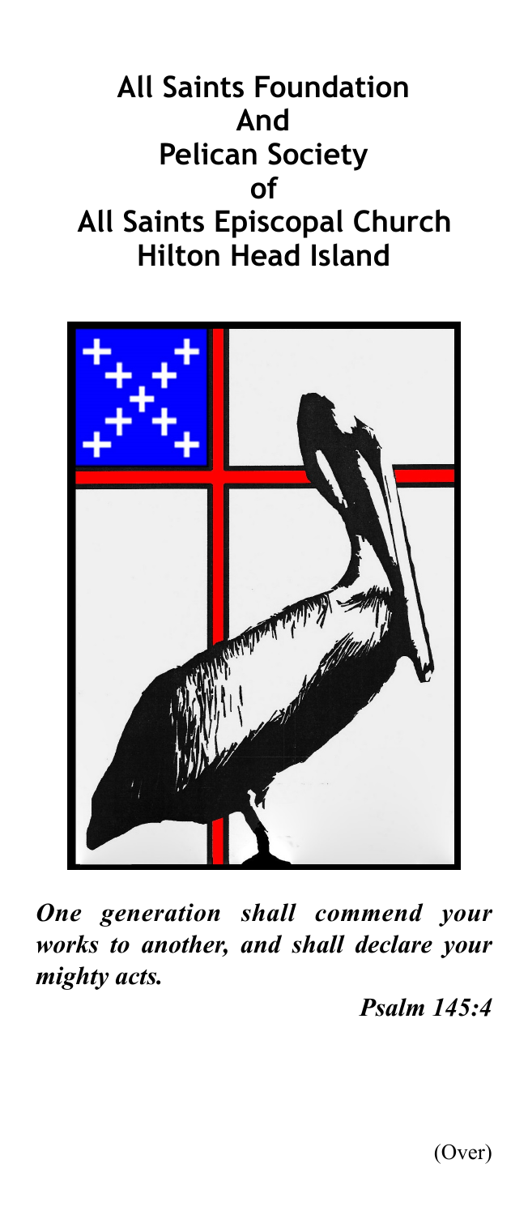# All Saints Foundation
# And
# Pelican Society
# of
# All Saints Episcopal Church
# Hilton Head Island

***One generation shall commend your works to another, and shall declare your mighty acts.***

***Psalm 145:4***

(Over)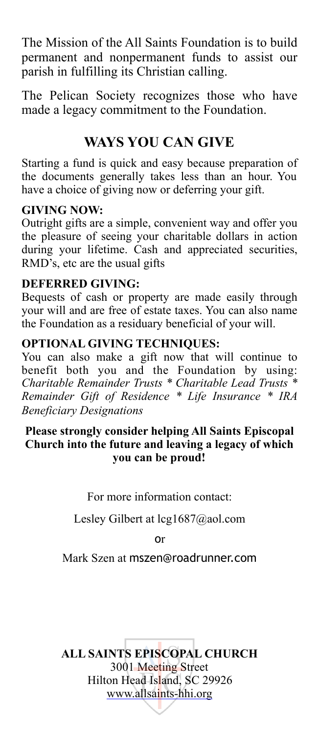The Mission of the All Saints Foundation is to build permanent and nonpermanent funds to assist our parish in fulfilling its Christian calling.

The Pelican Society recognizes those who have made a legacy commitment to the Foundation.

## WAYS YOU CAN GIVE

Starting a fund is quick and easy because preparation of the documents generally takes less than an hour. You have a choice of giving now or deferring your gift.

**GIVING NOW:**
Outright gifts are a simple, convenient way and offer you the pleasure of seeing your charitable dollars in action during your lifetime. Cash and appreciated securities, RMD's, etc are the usual gifts

**DEFERRED GIVING:**
Bequests of cash or property are made easily through your will and are free of estate taxes. You can also name the Foundation as a residuary beneficial of your will.

**OPTIONAL GIVING TECHNIQUES:**
You can also make a gift now that will continue to benefit both you and the Foundation by using: *Charitable Remainder Trusts * Charitable Lead Trusts * Remainder Gift of Residence * Life Insurance * IRA Beneficiary Designations*

**Please strongly consider helping All Saints Episcopal Church into the future and leaving a legacy of which you can be proud!**

For more information contact:

Lesley Gilbert at lcg1687@aol.com

or

Mark Szen at mszen@roadrunner.com

**ALL SAINTS EPISCOPAL CHURCH**
3001 Meeting Street
Hilton Head Island, SC 29926
www.allsaints-hhi.org